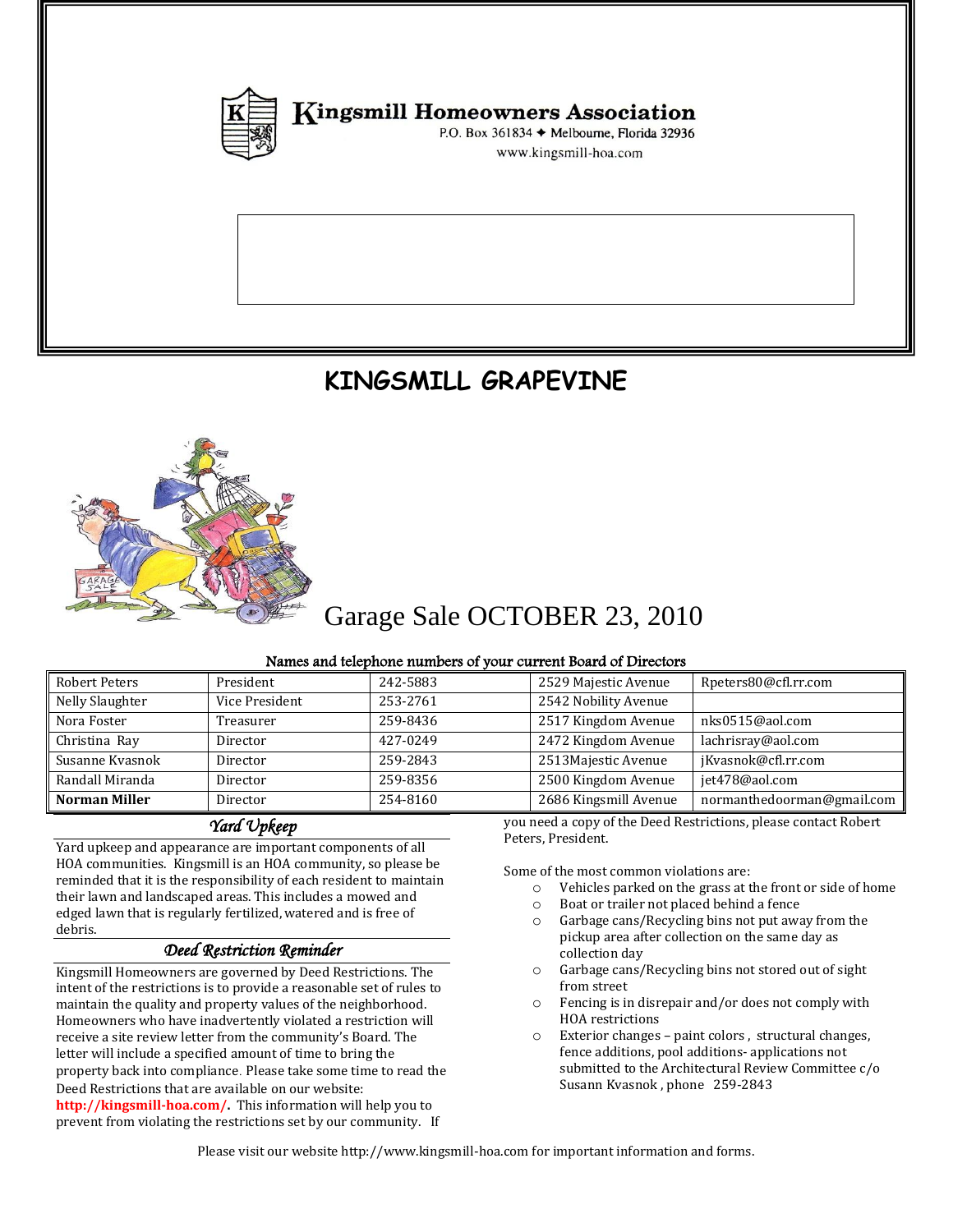**Kingsmill Homeowners Association**
P.O. Box 361834 ✦ Melbourne, Florida 32936
www.kingsmill-hoa.com

# KINGSMILL GRAPEVINE

## Garage Sale OCTOBER 23, 2010

**Names and telephone numbers of your current Board of Directors**

| | | | | |
|---|---|---|---|---|
| Robert Peters | President | 242-5883 | 2529 Majestic Avenue | Rpeters80@cfl.rr.com |
| Nelly Slaughter | Vice President | 253-2761 | 2542 Nobility Avenue | |
| Nora Foster | Treasurer | 259-8436 | 2517 Kingdom Avenue | nks0515@aol.com |
| Christina Ray | Director | 427-0249 | 2472 Kingdom Avenue | lachrisray@aol.com |
| Susanne Kvasnok | Director | 259-2843 | 2513Majestic Avenue | jKvasnok@cfl.rr.com |
| Randall Miranda | Director | 259-8356 | 2500 Kingdom Avenue | jet478@aol.com |
| **Norman Miller** | Director | 254-8160 | 2686 Kingsmill Avenue | normanthedoorman@gmail.com |

### *Yard Upkeep*

Yard upkeep and appearance are important components of all HOA communities. Kingsmill is an HOA community, so please be reminded that it is the responsibility of each resident to maintain their lawn and landscaped areas. This includes a mowed and edged lawn that is regularly fertilized, watered and is free of debris.

### *Deed Restriction Reminder*

Kingsmill Homeowners are governed by Deed Restrictions. The intent of the restrictions is to provide a reasonable set of rules to maintain the quality and property values of the neighborhood. Homeowners who have inadvertently violated a restriction will receive a site review letter from the community's Board. The letter will include a specified amount of time to bring the property back into compliance. Please take some time to read the Deed Restrictions that are available on our website: **http://kingsmill-hoa.com/.** This information will help you to prevent from violating the restrictions set by our community. If you need a copy of the Deed Restrictions, please contact Robert Peters, President.

Some of the most common violations are:

- Vehicles parked on the grass at the front or side of home
- Boat or trailer not placed behind a fence
- Garbage cans/Recycling bins not put away from the pickup area after collection on the same day as collection day
- Garbage cans/Recycling bins not stored out of sight from street
- Fencing is in disrepair and/or does not comply with HOA restrictions
- Exterior changes – paint colors , structural changes, fence additions, pool additions- applications not submitted to the Architectural Review Committee c/o Susann Kvasnok , phone 259-2843

Please visit our website http://www.kingsmill-hoa.com for important information and forms.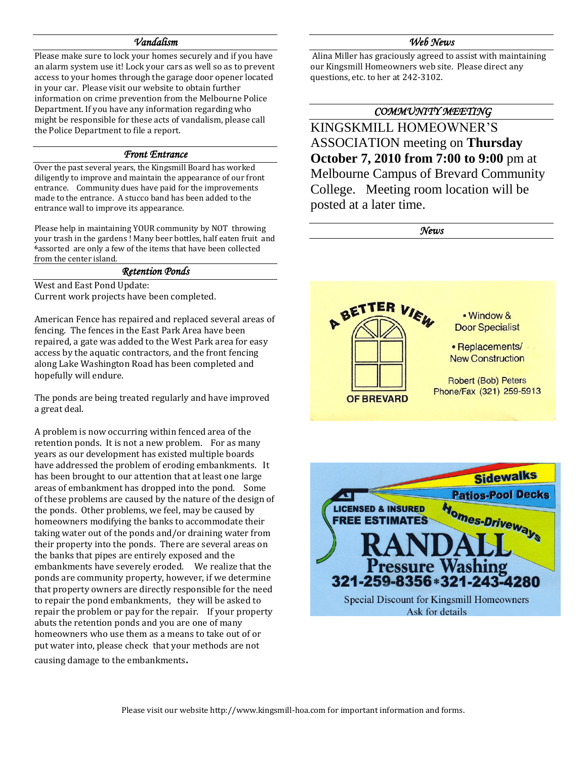## *Vandalism*

Please make sure to lock your homes securely and if you have an alarm system use it! Lock your cars as well so as to prevent access to your homes through the garage door opener located in your car. Please visit our website to obtain further information on crime prevention from the Melbourne Police Department. If you have any information regarding who might be responsible for these acts of vandalism, please call the Police Department to file a report.

## *Front Entrance*

Over the past several years, the Kingsmill Board has worked diligently to improve and maintain the appearance of our front entrance. Community dues have paid for the improvements made to the entrance. A stucco band has been added to the entrance wall to improve its appearance.

Please help in maintaining YOUR community by NOT throwing your trash in the gardens ! Many beer bottles, half eaten fruit and [6]assorted are only a few of the items that have been collected from the center island.

## *Retention Ponds*

West and East Pond Update:
Current work projects have been completed.

American Fence has repaired and replaced several areas of fencing. The fences in the East Park Area have been repaired, a gate was added to the West Park area for easy access by the aquatic contractors, and the front fencing along Lake Washington Road has been completed and hopefully will endure.

The ponds are being treated regularly and have improved a great deal.

A problem is now occurring within fenced area of the retention ponds. It is not a new problem. For as many years as our development has existed multiple boards have addressed the problem of eroding embankments. It has been brought to our attention that at least one large areas of embankment has dropped into the pond. Some of these problems are caused by the nature of the design of the ponds. Other problems, we feel, may be caused by homeowners modifying the banks to accommodate their taking water out of the ponds and/or draining water from their property into the ponds. There are several areas on the banks that pipes are entirely exposed and the embankments have severely eroded. We realize that the ponds are community property, however, if we determine that property owners are directly responsible for the need to repair the pond embankments, they will be asked to repair the problem or pay for the repair. If your property abuts the retention ponds and you are one of many homeowners who use them as a means to take out of or put water into, please check that your methods are not causing damage to the embankments.

## *Web News*

Alina Miller has graciously agreed to assist with maintaining our Kingsmill Homeowners web site. Please direct any questions, etc. to her at 242-3102.

## *COMMUNITY MEETING*

KINGSKMILL HOMEOWNER'S ASSOCIATION meeting on **Thursday October 7, 2010 from 7:00 to 9:00** pm at Melbourne Campus of Brevard Community College. Meeting room location will be posted at a later time.

## *News*

A BETTER VIEW OF BREVARD

• Window & Door Specialist

• Replacements/ New Construction

Robert (Bob) Peters
Phone/Fax (321) 259-5913

Sidewalks
Patios-Pool Decks
Homes-Driveways
LICENSED & INSURED
FREE ESTIMATES
RANDALL Pressure Washing
321-259-8356 * 321-243-4280
Special Discount for Kingsmill Homeowners
Ask for details

Please visit our website http://www.kingsmill-hoa.com for important information and forms.